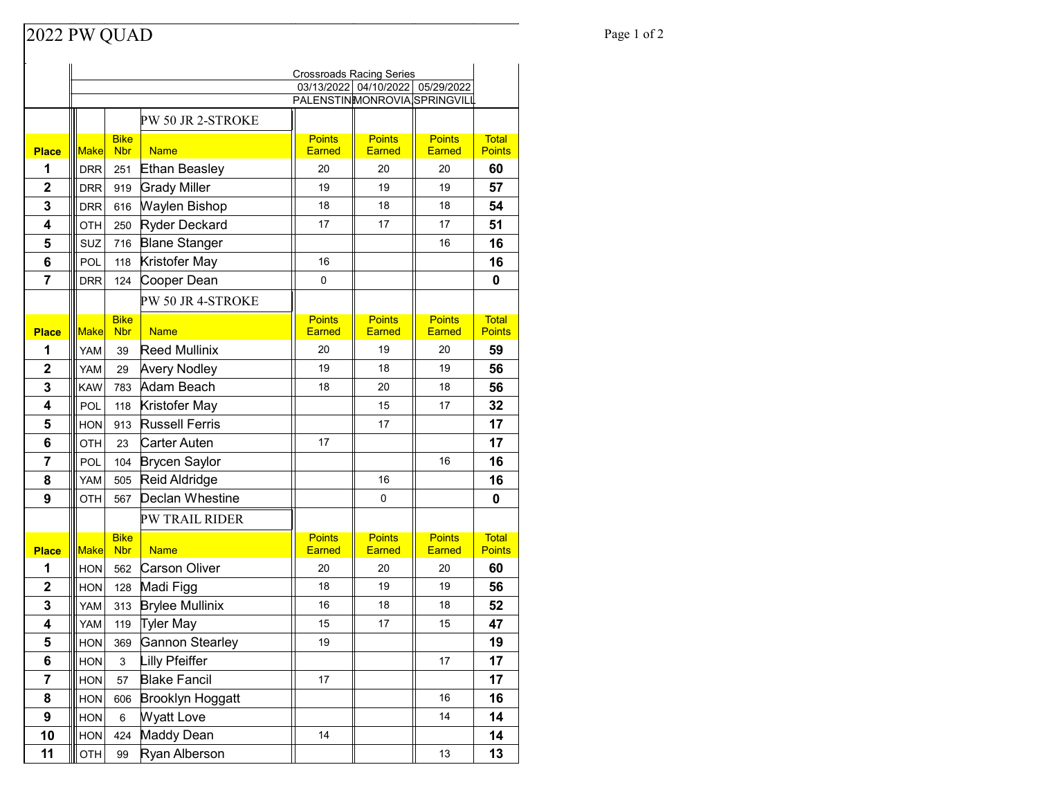# 2022 PW QUAD

Crossroads Racing Series

| | | | | 03/13/2022 | 04/10/2022 | 05/29/2022 | |
|---|---|---|---|---|---|---|---|
| | | | | PALENSTINE | MONROVIA | SPRINGVILL | |

## PW 50 JR 2-STROKE

| Place | Make | Bike Nbr | Name | Points Earned | Points Earned | Points Earned | Total Points |
|---|---|---|---|---|---|---|---|
| **1** | DRR | 251 | Ethan Beasley | 20 | 20 | 20 | **60** |
| **2** | DRR | 919 | Grady Miller | 19 | 19 | 19 | **57** |
| **3** | DRR | 616 | Waylen Bishop | 18 | 18 | 18 | **54** |
| **4** | OTH | 250 | Ryder Deckard | 17 | 17 | 17 | **51** |
| **5** | SUZ | 716 | Blane Stanger | | | 16 | **16** |
| **6** | POL | 118 | Kristofer May | 16 | | | **16** |
| **7** | DRR | 124 | Cooper Dean | 0 | | | **0** |

## PW 50 JR 4-STROKE

| Place | Make | Bike Nbr | Name | Points Earned | Points Earned | Points Earned | Total Points |
|---|---|---|---|---|---|---|---|
| **1** | YAM | 39 | Reed Mullinix | 20 | 19 | 20 | **59** |
| **2** | YAM | 29 | Avery Nodley | 19 | 18 | 19 | **56** |
| **3** | KAW | 783 | Adam Beach | 18 | 20 | 18 | **56** |
| **4** | POL | 118 | Kristofer May | | 15 | 17 | **32** |
| **5** | HON | 913 | Russell Ferris | | 17 | | **17** |
| **6** | OTH | 23 | Carter Auten | 17 | | | **17** |
| **7** | POL | 104 | Brycen Saylor | | | 16 | **16** |
| **8** | YAM | 505 | Reid Aldridge | | 16 | | **16** |
| **9** | OTH | 567 | Declan Whestine | | 0 | | **0** |

## PW TRAIL RIDER

| Place | Make | Bike Nbr | Name | Points Earned | Points Earned | Points Earned | Total Points |
|---|---|---|---|---|---|---|---|
| **1** | HON | 562 | Carson Oliver | 20 | 20 | 20 | **60** |
| **2** | HON | 128 | Madi Figg | 18 | 19 | 19 | **56** |
| **3** | YAM | 313 | Brylee Mullinix | 16 | 18 | 18 | **52** |
| **4** | YAM | 119 | Tyler May | 15 | 17 | 15 | **47** |
| **5** | HON | 369 | Gannon Stearley | 19 | | | **19** |
| **6** | HON | 3 | Lilly Pfeiffer | | | 17 | **17** |
| **7** | HON | 57 | Blake Fancil | 17 | | | **17** |
| **8** | HON | 606 | Brooklyn Hoggatt | | | 16 | **16** |
| **9** | HON | 6 | Wyatt Love | | | 14 | **14** |
| **10** | HON | 424 | Maddy Dean | 14 | | | **14** |
| **11** | OTH | 99 | Ryan Alberson | | | 13 | **13** |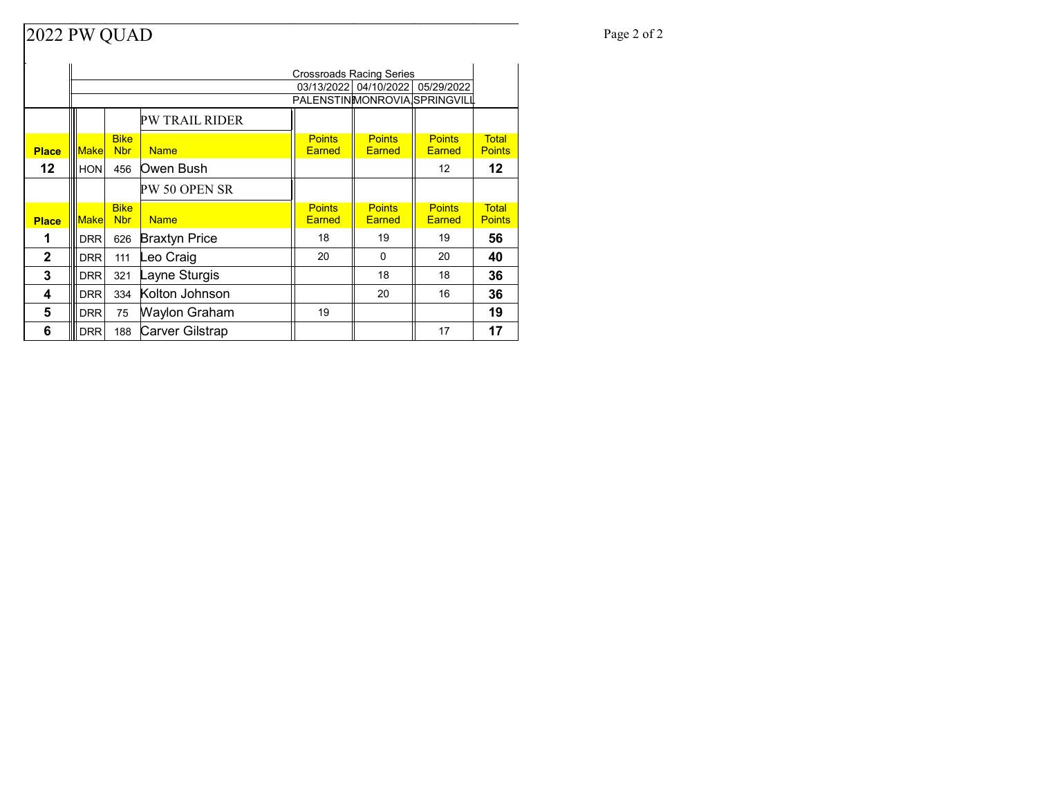# 2022 PW QUAD

| | | | | Crossroads Racing Series | | | |
|---|---|---|---|---|---|---|---|
| | | | | 03/13/2022 | 04/10/2022 | 05/29/2022 | |
| | | | | PALENSTINE | MONROVIA | SPRINGVILL | |
| | | | PW TRAIL RIDER | | | | |
| Place | Make | Bike Nbr | Name | Points Earned | Points Earned | Points Earned | Total Points |
| 12 | HON | 456 | Owen Bush | | | 12 | 12 |
| | | | PW 50 OPEN SR | | | | |
| Place | Make | Bike Nbr | Name | Points Earned | Points Earned | Points Earned | Total Points |
| 1 | DRR | 626 | Braxtyn Price | 18 | 19 | 19 | 56 |
| 2 | DRR | 111 | Leo Craig | 20 | 0 | 20 | 40 |
| 3 | DRR | 321 | Layne Sturgis | | 18 | 18 | 36 |
| 4 | DRR | 334 | Kolton Johnson | | 20 | 16 | 36 |
| 5 | DRR | 75 | Waylon Graham | 19 | | | 19 |
| 6 | DRR | 188 | Carver Gilstrap | | | 17 | 17 |